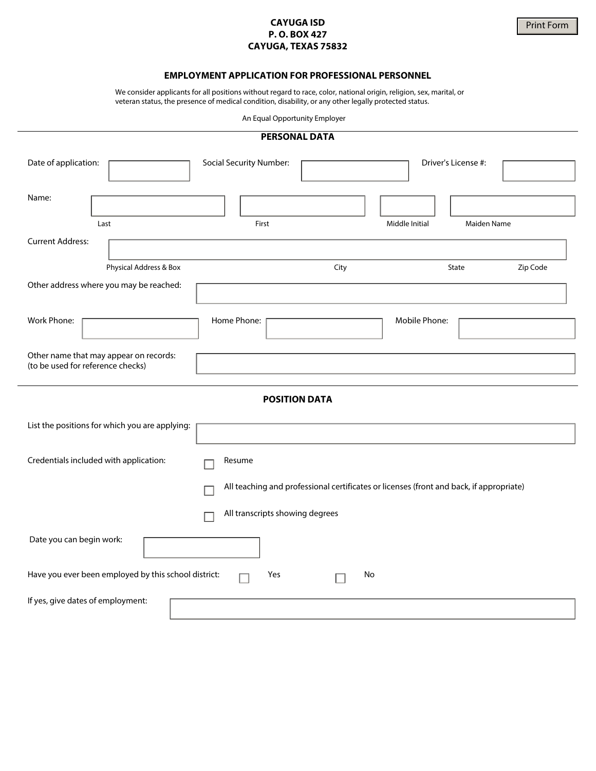**CAYUGA ISD**
**P. O. BOX 427**
**CAYUGA, TEXAS 75832**

Print Form

## EMPLOYMENT APPLICATION FOR PROFESSIONAL PERSONNEL

We consider applicants for all positions without regard to race, color, national origin, religion, sex, marital, or veteran status, the presence of medical condition, disability, or any other legally protected status.

An Equal Opportunity Employer

### PERSONAL DATA

Date of application: ______ Social Security Number: ______ Driver's License #: ______

Name: ______ ______ ______ ______
Last First Middle Initial Maiden Name

Current Address: ______
Physical Address & Box City State Zip Code

Other address where you may be reached: ______

Work Phone: ______ Home Phone: ______ Mobile Phone: ______

Other name that may appear on records:
(to be used for reference checks) ______

### POSITION DATA

List the positions for which you are applying: ______

Credentials included with application:

- ☐ Resume
- ☐ All teaching and professional certificates or licenses (front and back, if appropriate)
- ☐ All transcripts showing degrees

Date you can begin work: ______

Have you ever been employed by this school district: ☐ Yes ☐ No

If yes, give dates of employment: ______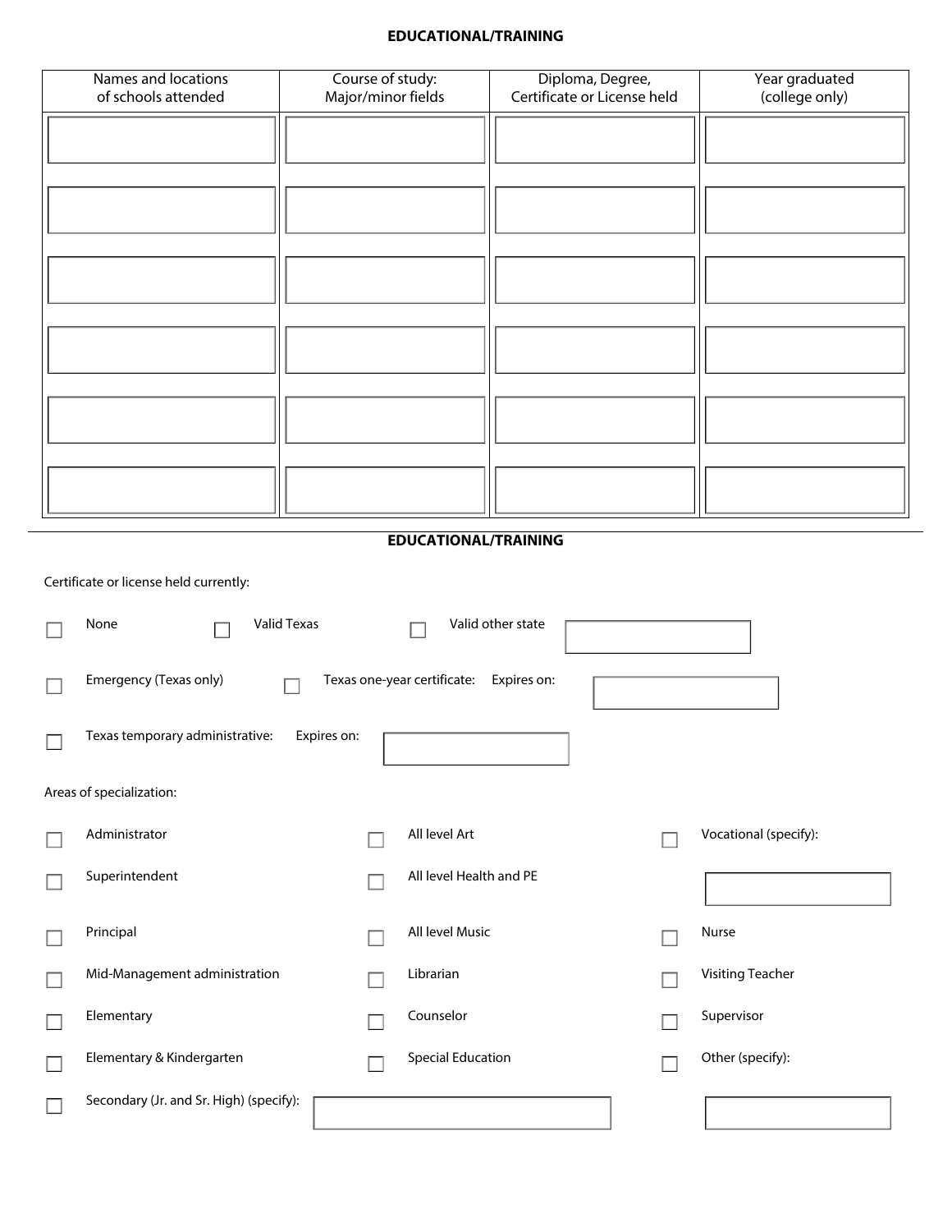## EDUCATIONAL/TRAINING

| Names and locations of schools attended | Course of study: Major/minor fields | Diploma, Degree, Certificate or License held | Year graduated (college only) |
|---|---|---|---|
| | | | |
| | | | |
| | | | |
| | | | |
| | | | |
| | | | |

## EDUCATIONAL/TRAINING

Certificate or license held currently:

- ☐ None
- ☐ Valid Texas
- ☐ Valid other state \_\_\_\_\_\_\_\_\_\_
- ☐ Emergency (Texas only)
- ☐ Texas one-year certificate: Expires on: \_\_\_\_\_\_\_\_\_\_
- ☐ Texas temporary administrative: Expires on: \_\_\_\_\_\_\_\_\_\_

Areas of specialization:

- ☐ Administrator
- ☐ Superintendent
- ☐ Principal
- ☐ Mid-Management administration
- ☐ Elementary
- ☐ Elementary & Kindergarten
- ☐ Secondary (Jr. and Sr. High) (specify): \_\_\_\_\_\_\_\_\_\_
- ☐ All level Art
- ☐ All level Health and PE
- ☐ All level Music
- ☐ Librarian
- ☐ Counselor
- ☐ Special Education
- ☐ Vocational (specify): \_\_\_\_\_\_\_\_\_\_
- ☐ Nurse
- ☐ Visiting Teacher
- ☐ Supervisor
- ☐ Other (specify): \_\_\_\_\_\_\_\_\_\_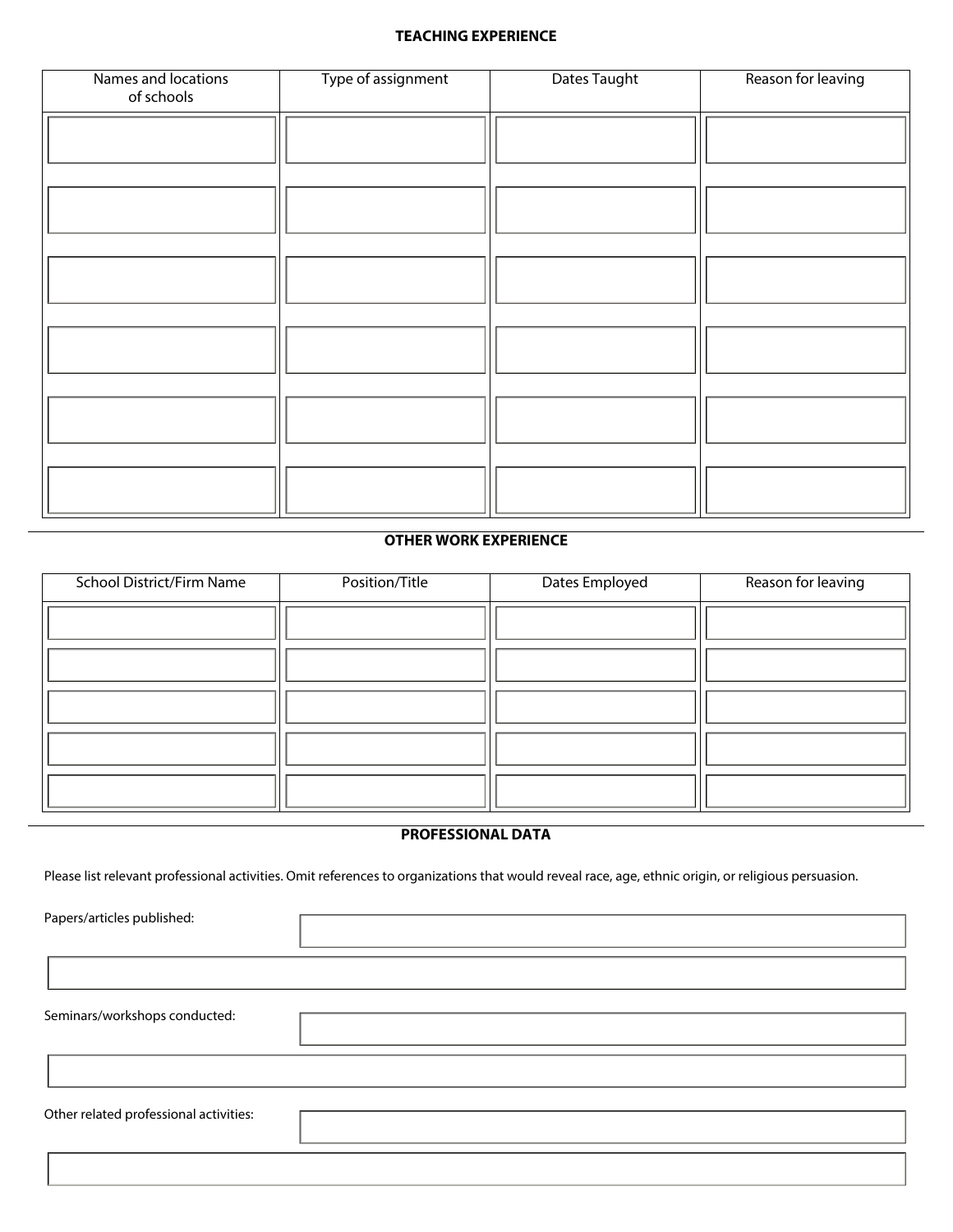## TEACHING EXPERIENCE

| Names and locations of schools | Type of assignment | Dates Taught | Reason for leaving |
| --- | --- | --- | --- |
| | | | |
| | | | |
| | | | |
| | | | |
| | | | |
| | | | |

## OTHER WORK EXPERIENCE

| School District/Firm Name | Position/Title | Dates Employed | Reason for leaving |
| --- | --- | --- | --- |
| | | | |
| | | | |
| | | | |
| | | | |
| | | | |

## PROFESSIONAL DATA

Please list relevant professional activities. Omit references to organizations that would reveal race, age, ethnic origin, or religious persuasion.

Papers/articles published:

Seminars/workshops conducted:

Other related professional activities: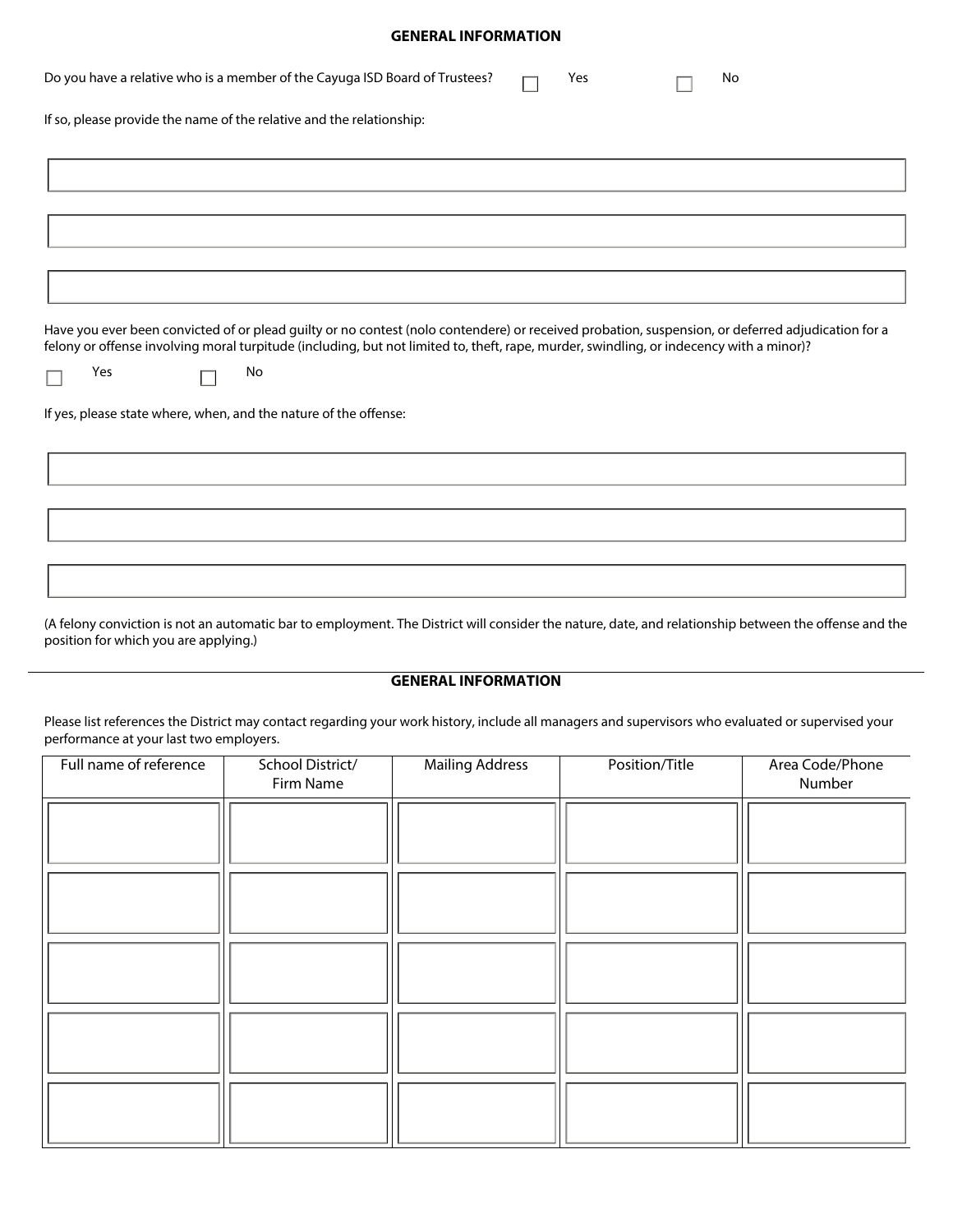## GENERAL INFORMATION

Do you have a relative who is a member of the Cayuga ISD Board of Trustees? ☐ Yes ☐ No

If so, please provide the name of the relative and the relationship:

Have you ever been convicted of or plead guilty or no contest (nolo contendere) or received probation, suspension, or deferred adjudication for a felony or offense involving moral turpitude (including, but not limited to, theft, rape, murder, swindling, or indecency with a minor)?

☐ Yes ☐ No

If yes, please state where, when, and the nature of the offense:

(A felony conviction is not an automatic bar to employment. The District will consider the nature, date, and relationship between the offense and the position for which you are applying.)

## GENERAL INFORMATION

Please list references the District may contact regarding your work history, include all managers and supervisors who evaluated or supervised your performance at your last two employers.

| Full name of reference | School District/ Firm Name | Mailing Address | Position/Title | Area Code/Phone Number |
|---|---|---|---|---|
| | | | | |
| | | | | |
| | | | | |
| | | | | |
| | | | | |